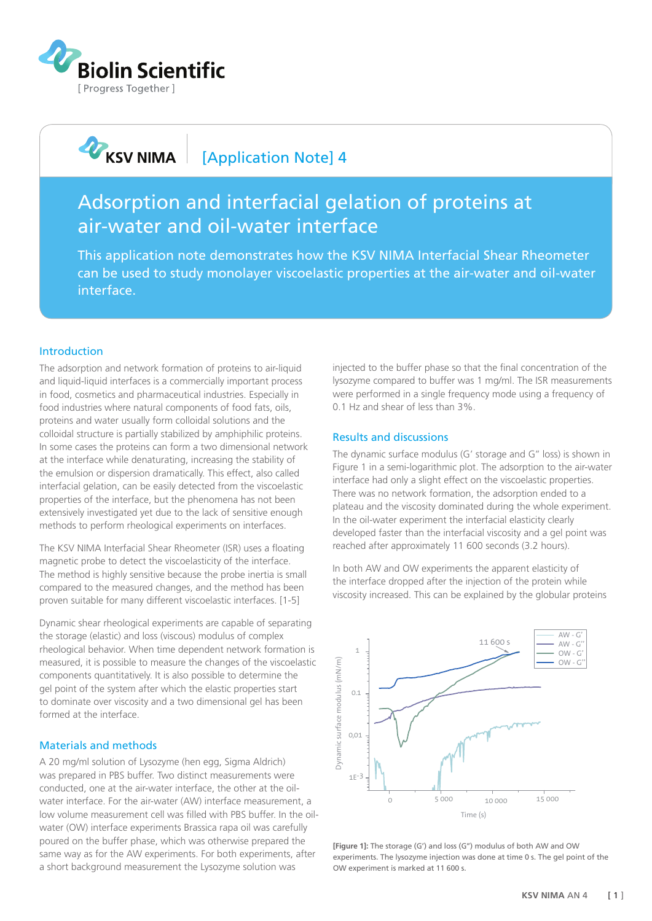Biolin Scientific

[ Progress Together ]

KSV NIMA | [Application Note] 4

# Adsorption and interfacial gelation of proteins at air-water and oil-water interface

This application note demonstrates how the KSV NIMA Interfacial Shear Rheometer can be used to study monolayer viscoelastic properties at the air-water and oil-water interface.

## Introduction

The adsorption and network formation of proteins to air-liquid and liquid-liquid interfaces is a commercially important process in food, cosmetics and pharmaceutical industries. Especially in food industries where natural components of food fats, oils, proteins and water usually form colloidal solutions and the colloidal structure is partially stabilized by amphiphilic proteins. In some cases the proteins can form a two dimensional network at the interface while denaturating, increasing the stability of the emulsion or dispersion dramatically. This effect, also called interfacial gelation, can be easily detected from the viscoelastic properties of the interface, but the phenomena has not been extensively investigated yet due to the lack of sensitive enough methods to perform rheological experiments on interfaces.

The KSV NIMA Interfacial Shear Rheometer (ISR) uses a floating magnetic probe to detect the viscoelasticity of the interface. The method is highly sensitive because the probe inertia is small compared to the measured changes, and the method has been proven suitable for many different viscoelastic interfaces. [1-5]

Dynamic shear rheological experiments are capable of separating the storage (elastic) and loss (viscous) modulus of complex rheological behavior. When time dependent network formation is measured, it is possible to measure the changes of the viscoelastic components quantitatively. It is also possible to determine the gel point of the system after which the elastic properties start to dominate over viscosity and a two dimensional gel has been formed at the interface.

## Materials and methods

A 20 mg/ml solution of Lysozyme (hen egg, Sigma Aldrich) was prepared in PBS buffer. Two distinct measurements were conducted, one at the air-water interface, the other at the oil-water interface. For the air-water (AW) interface measurement, a low volume measurement cell was filled with PBS buffer. In the oil-water (OW) interface experiments Brassica rapa oil was carefully poured on the buffer phase, which was otherwise prepared the same way as for the AW experiments. For both experiments, after a short background measurement the Lysozyme solution was injected to the buffer phase so that the final concentration of the lysozyme compared to buffer was 1 mg/ml. The ISR measurements were performed in a single frequency mode using a frequency of 0.1 Hz and shear of less than 3%.

## Results and discussions

The dynamic surface modulus (G' storage and G" loss) is shown in Figure 1 in a semi-logarithmic plot. The adsorption to the air-water interface had only a slight effect on the viscoelastic properties. There was no network formation, the adsorption ended to a plateau and the viscosity dominated during the whole experiment. In the oil-water experiment the interfacial elasticity clearly developed faster than the interfacial viscosity and a gel point was reached after approximately 11 600 seconds (3.2 hours).

In both AW and OW experiments the apparent elasticity of the interface dropped after the injection of the protein while viscosity increased. This can be explained by the globular proteins

**[Figure 1]:** The storage (G') and loss (G") modulus of both AW and OW experiments. The lysozyme injection was done at time 0 s. The gel point of the OW experiment is marked at 11 600 s.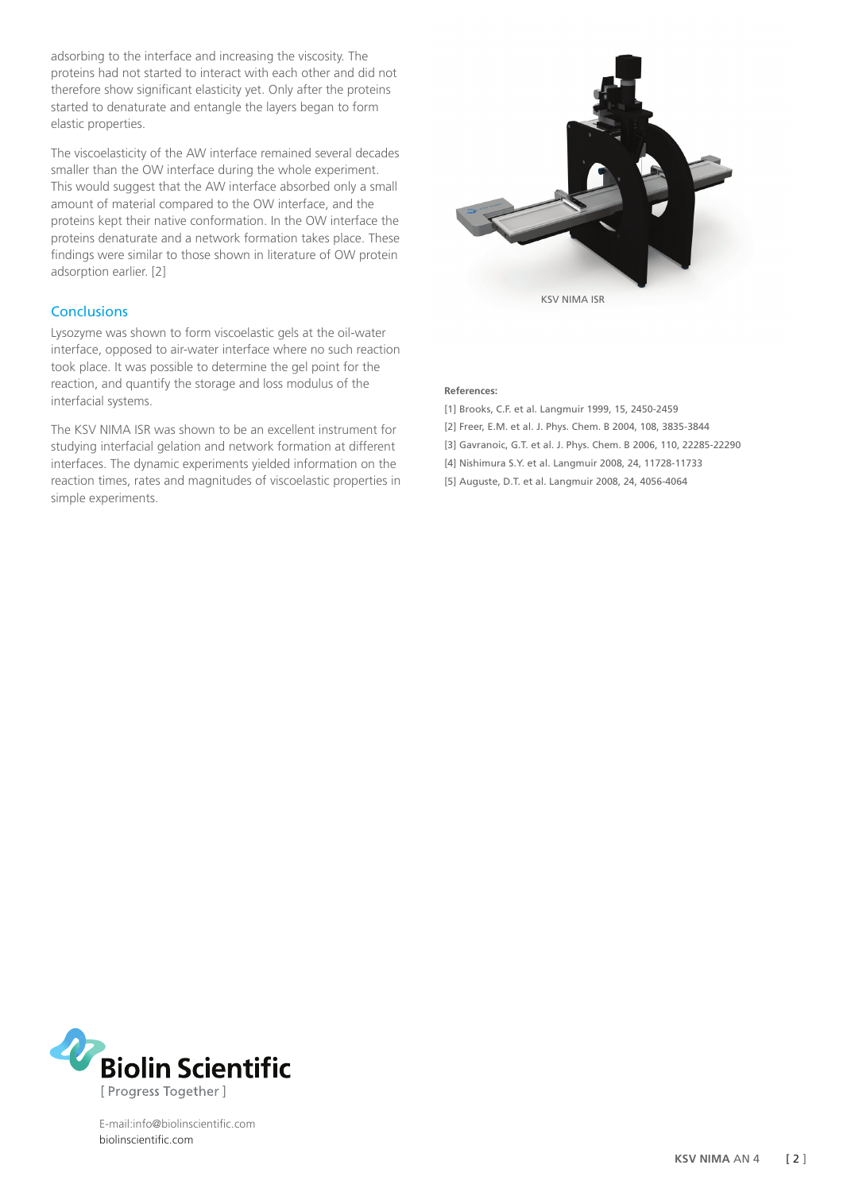adsorbing to the interface and increasing the viscosity. The proteins had not started to interact with each other and did not therefore show significant elasticity yet. Only after the proteins started to denaturate and entangle the layers began to form elastic properties.

The viscoelasticity of the AW interface remained several decades smaller than the OW interface during the whole experiment. This would suggest that the AW interface absorbed only a small amount of material compared to the OW interface, and the proteins kept their native conformation. In the OW interface the proteins denaturate and a network formation takes place. These findings were similar to those shown in literature of OW protein adsorption earlier. [2]

## Conclusions

Lysozyme was shown to form viscoelastic gels at the oil-water interface, opposed to air-water interface where no such reaction took place. It was possible to determine the gel point for the reaction, and quantify the storage and loss modulus of the interfacial systems.

The KSV NIMA ISR was shown to be an excellent instrument for studying interfacial gelation and network formation at different interfaces. The dynamic experiments yielded information on the reaction times, rates and magnitudes of viscoelastic properties in simple experiments.

KSV NIMA ISR

**References:**

[1] Brooks, C.F. et al. Langmuir 1999, 15, 2450-2459

[2] Freer, E.M. et al. J. Phys. Chem. B 2004, 108, 3835-3844

[3] Gavranoic, G.T. et al. J. Phys. Chem. B 2006, 110, 22285-22290

[4] Nishimura S.Y. et al. Langmuir 2008, 24, 11728-11733

[5] Auguste, D.T. et al. Langmuir 2008, 24, 4056-4064

Biolin Scientific

[ Progress Together ]

E-mail:info@biolinscientific.com

biolinscientific.com